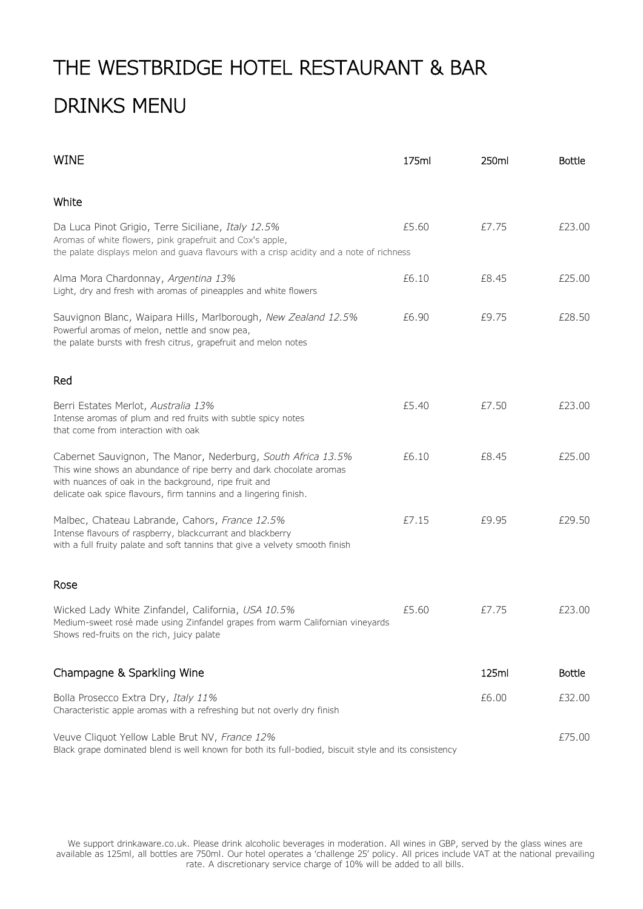# THE WESTBRIDGE HOTEL RESTAURANT & BAR

# DRINKS MENU

## WINE

| | 175ml | 250ml | Bottle |
|---|---|---|---|
| **White** | | | |
| Da Luca Pinot Grigio, Terre Siciliane, *Italy 12.5%*<br>Aromas of white flowers, pink grapefruit and Cox's apple, the palate displays melon and guava flavours with a crisp acidity and a note of richness | £5.60 | £7.75 | £23.00 |
| Alma Mora Chardonnay, *Argentina 13%*<br>Light, dry and fresh with aromas of pineapples and white flowers | £6.10 | £8.45 | £25.00 |
| Sauvignon Blanc, Waipara Hills, Marlborough, *New Zealand 12.5%*<br>Powerful aromas of melon, nettle and snow pea, the palate bursts with fresh citrus, grapefruit and melon notes | £6.90 | £9.75 | £28.50 |
| **Red** | | | |
| Berri Estates Merlot, *Australia 13%*<br>Intense aromas of plum and red fruits with subtle spicy notes that come from interaction with oak | £5.40 | £7.50 | £23.00 |
| Cabernet Sauvignon, The Manor, Nederburg, *South Africa 13.5%*<br>This wine shows an abundance of ripe berry and dark chocolate aromas with nuances of oak in the background, ripe fruit and delicate oak spice flavours, firm tannins and a lingering finish. | £6.10 | £8.45 | £25.00 |
| Malbec, Chateau Labrande, Cahors, *France 12.5%*<br>Intense flavours of raspberry, blackcurrant and blackberry with a full fruity palate and soft tannins that give a velvety smooth finish | £7.15 | £9.95 | £29.50 |
| **Rose** | | | |
| Wicked Lady White Zinfandel, California, *USA 10.5%*<br>Medium-sweet rosé made using Zinfandel grapes from warm Californian vineyards Shows red-fruits on the rich, juicy palate | £5.60 | £7.75 | £23.00 |

## Champagne & Sparkling Wine

| | 125ml | Bottle |
|---|---|---|
| Bolla Prosecco Extra Dry, *Italy 11%*<br>Characteristic apple aromas with a refreshing but not overly dry finish | £6.00 | £32.00 |
| Veuve Cliquot Yellow Lable Brut NV, *France 12%*<br>Black grape dominated blend is well known for both its full-bodied, biscuit style and its consistency | | £75.00 |

We support drinkaware.co.uk. Please drink alcoholic beverages in moderation. All wines in GBP, served by the glass wines are available as 125ml, all bottles are 750ml. Our hotel operates a 'challenge 25' policy. All prices include VAT at the national prevailing rate. A discretionary service charge of 10% will be added to all bills.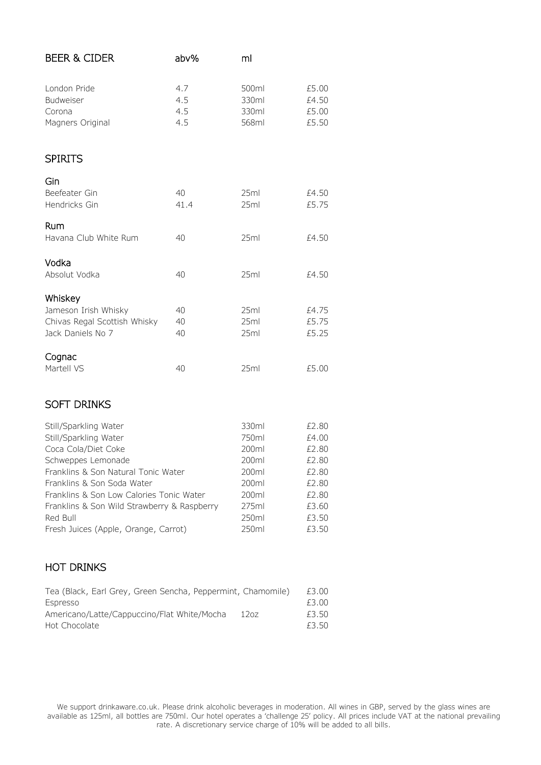## BEER & CIDER

| | abv% | ml | |
|---|---|---|---|
| London Pride | 4.7 | 500ml | £5.00 |
| Budweiser | 4.5 | 330ml | £4.50 |
| Corona | 4.5 | 330ml | £5.00 |
| Magners Original | 4.5 | 568ml | £5.50 |

## SPIRITS

### Gin

| | | | |
|---|---|---|---|
| Beefeater Gin | 40 | 25ml | £4.50 |
| Hendricks Gin | 41.4 | 25ml | £5.75 |

### Rum

| | | | |
|---|---|---|---|
| Havana Club White Rum | 40 | 25ml | £4.50 |

### Vodka

| | | | |
|---|---|---|---|
| Absolut Vodka | 40 | 25ml | £4.50 |

### Whiskey

| | | | |
|---|---|---|---|
| Jameson Irish Whisky | 40 | 25ml | £4.75 |
| Chivas Regal Scottish Whisky | 40 | 25ml | £5.75 |
| Jack Daniels No 7 | 40 | 25ml | £5.25 |

### Cognac

| | | | |
|---|---|---|---|
| Martell VS | 40 | 25ml | £5.00 |

## SOFT DRINKS

| | | |
|---|---|---|
| Still/Sparkling Water | 330ml | £2.80 |
| Still/Sparkling Water | 750ml | £4.00 |
| Coca Cola/Diet Coke | 200ml | £2.80 |
| Schweppes Lemonade | 200ml | £2.80 |
| Franklins & Son Natural Tonic Water | 200ml | £2.80 |
| Franklins & Son Soda Water | 200ml | £2.80 |
| Franklins & Son Low Calories Tonic Water | 200ml | £2.80 |
| Franklins & Son Wild Strawberry & Raspberry | 275ml | £3.60 |
| Red Bull | 250ml | £3.50 |
| Fresh Juices (Apple, Orange, Carrot) | 250ml | £3.50 |

## HOT DRINKS

| | | |
|---|---|---|
| Tea (Black, Earl Grey, Green Sencha, Peppermint, Chamomile) | | £3.00 |
| Espresso | | £3.00 |
| Americano/Latte/Cappuccino/Flat White/Mocha | 12oz | £3.50 |
| Hot Chocolate | | £3.50 |

We support drinkaware.co.uk. Please drink alcoholic beverages in moderation. All wines in GBP, served by the glass wines are available as 125ml, all bottles are 750ml. Our hotel operates a 'challenge 25' policy. All prices include VAT at the national prevailing rate. A discretionary service charge of 10% will be added to all bills.